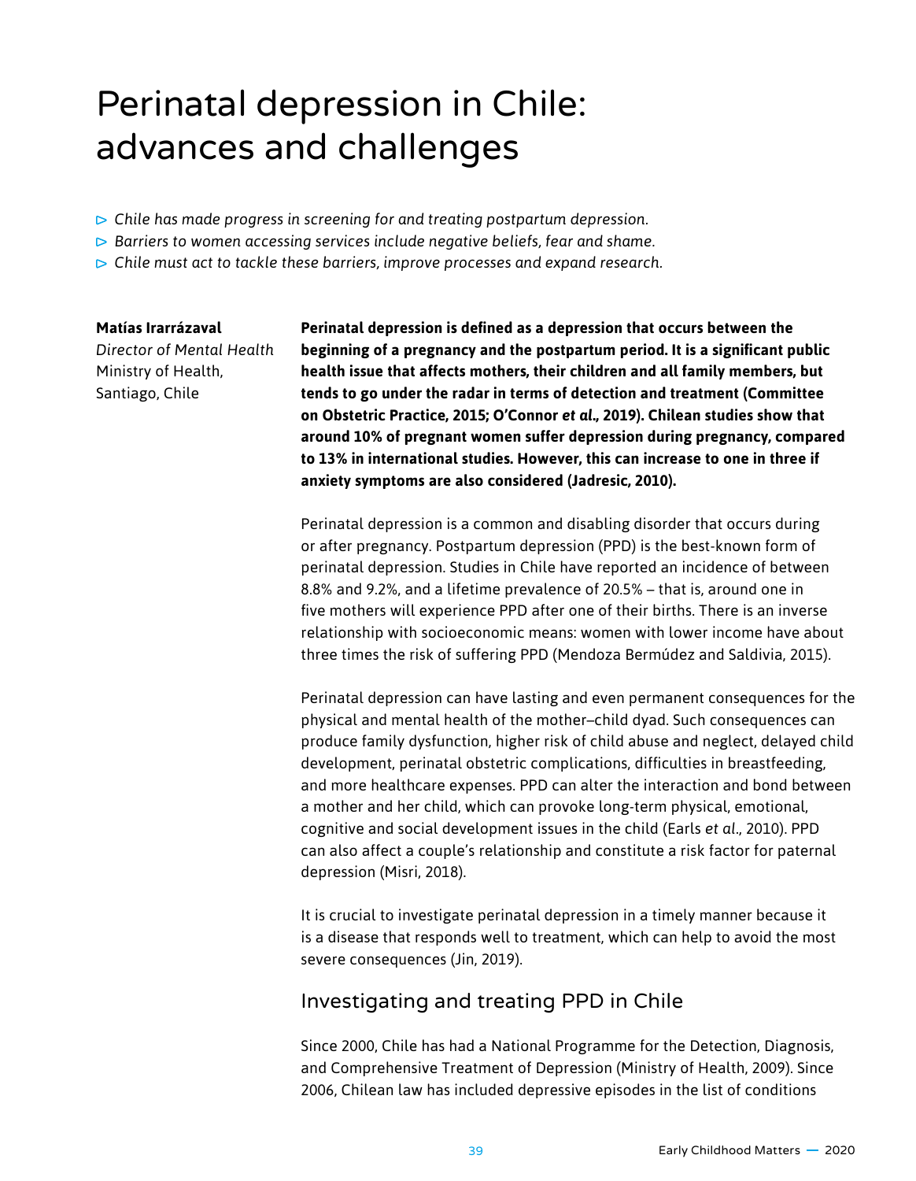# Perinatal depression in Chile: advances and challenges

- *Chile has made progress in screening for and treating postpartum depression.*
- *Barriers to women accessing services include negative beliefs, fear and shame.*
- *Chile must act to tackle these barriers, improve processes and expand research.*

**Matías Irarrázaval**
*Director of Mental Health*
Ministry of Health,
Santiago, Chile

**Perinatal depression is defined as a depression that occurs between the beginning of a pregnancy and the postpartum period. It is a significant public health issue that affects mothers, their children and all family members, but tends to go under the radar in terms of detection and treatment (Committee on Obstetric Practice, 2015; O'Connor *et al.*, 2019). Chilean studies show that around 10% of pregnant women suffer depression during pregnancy, compared to 13% in international studies. However, this can increase to one in three if anxiety symptoms are also considered (Jadresic, 2010).**

Perinatal depression is a common and disabling disorder that occurs during or after pregnancy. Postpartum depression (PPD) is the best-known form of perinatal depression. Studies in Chile have reported an incidence of between 8.8% and 9.2%, and a lifetime prevalence of 20.5% – that is, around one in five mothers will experience PPD after one of their births. There is an inverse relationship with socioeconomic means: women with lower income have about three times the risk of suffering PPD (Mendoza Bermúdez and Saldivia, 2015).

Perinatal depression can have lasting and even permanent consequences for the physical and mental health of the mother–child dyad. Such consequences can produce family dysfunction, higher risk of child abuse and neglect, delayed child development, perinatal obstetric complications, difficulties in breastfeeding, and more healthcare expenses. PPD can alter the interaction and bond between a mother and her child, which can provoke long-term physical, emotional, cognitive and social development issues in the child (Earls *et al*., 2010). PPD can also affect a couple's relationship and constitute a risk factor for paternal depression (Misri, 2018).

It is crucial to investigate perinatal depression in a timely manner because it is a disease that responds well to treatment, which can help to avoid the most severe consequences (Jin, 2019).

## Investigating and treating PPD in Chile

Since 2000, Chile has had a National Programme for the Detection, Diagnosis, and Comprehensive Treatment of Depression (Ministry of Health, 2009). Since 2006, Chilean law has included depressive episodes in the list of conditions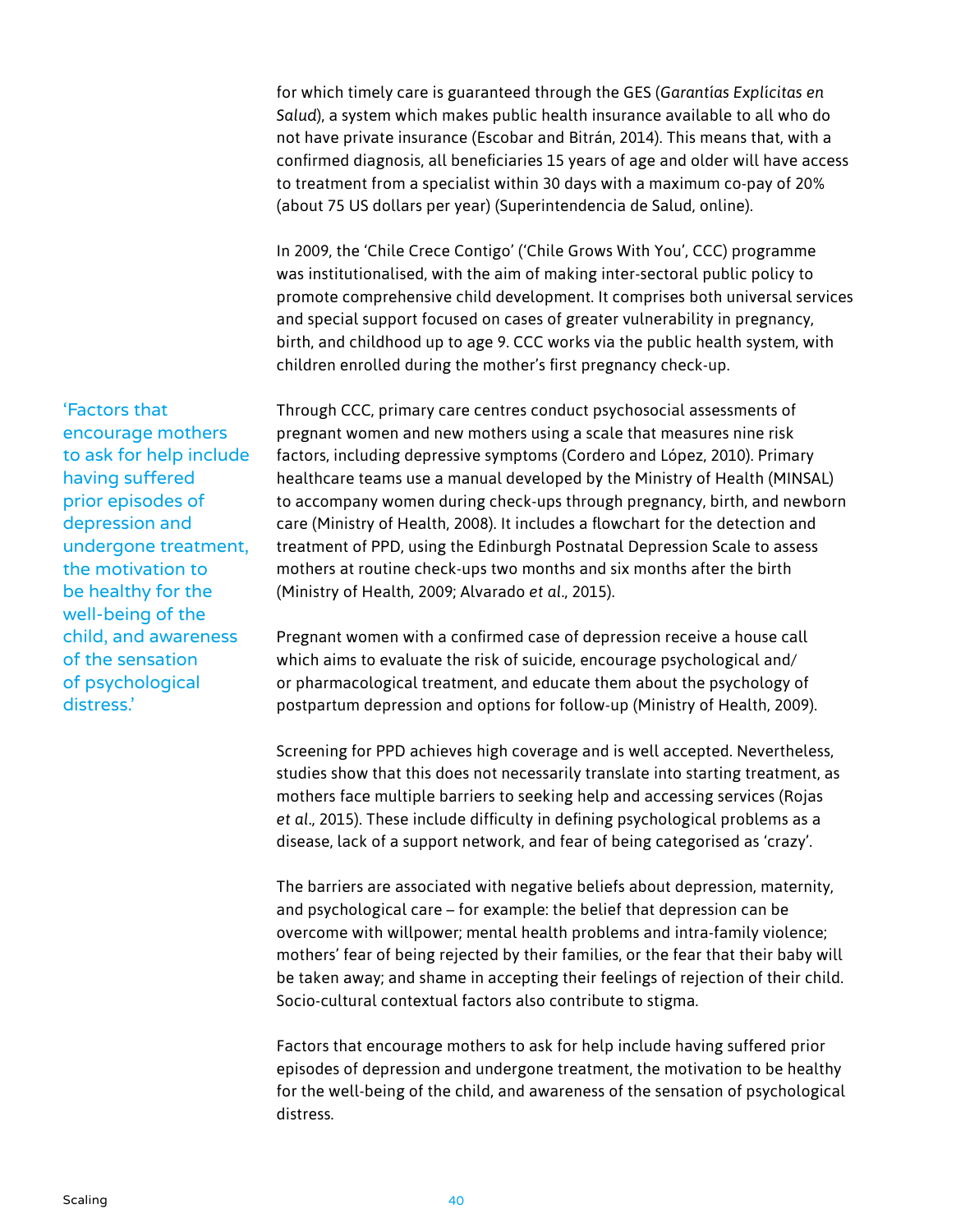for which timely care is guaranteed through the GES (*Garantías Explícitas en Salud*), a system which makes public health insurance available to all who do not have private insurance (Escobar and Bitrán, 2014). This means that, with a confirmed diagnosis, all beneficiaries 15 years of age and older will have access to treatment from a specialist within 30 days with a maximum co-pay of 20% (about 75 US dollars per year) (Superintendencia de Salud, online).

In 2009, the 'Chile Crece Contigo' ('Chile Grows With You', CCC) programme was institutionalised, with the aim of making inter-sectoral public policy to promote comprehensive child development. It comprises both universal services and special support focused on cases of greater vulnerability in pregnancy, birth, and childhood up to age 9. CCC works via the public health system, with children enrolled during the mother's first pregnancy check-up.

> 'Factors that encourage mothers to ask for help include having suffered prior episodes of depression and undergone treatment, the motivation to be healthy for the well-being of the child, and awareness of the sensation of psychological distress.'

Through CCC, primary care centres conduct psychosocial assessments of pregnant women and new mothers using a scale that measures nine risk factors, including depressive symptoms (Cordero and López, 2010). Primary healthcare teams use a manual developed by the Ministry of Health (MINSAL) to accompany women during check-ups through pregnancy, birth, and newborn care (Ministry of Health, 2008). It includes a flowchart for the detection and treatment of PPD, using the Edinburgh Postnatal Depression Scale to assess mothers at routine check-ups two months and six months after the birth (Ministry of Health, 2009; Alvarado *et al*., 2015).

Pregnant women with a confirmed case of depression receive a house call which aims to evaluate the risk of suicide, encourage psychological and/or pharmacological treatment, and educate them about the psychology of postpartum depression and options for follow-up (Ministry of Health, 2009).

Screening for PPD achieves high coverage and is well accepted. Nevertheless, studies show that this does not necessarily translate into starting treatment, as mothers face multiple barriers to seeking help and accessing services (Rojas *et al*., 2015). These include difficulty in defining psychological problems as a disease, lack of a support network, and fear of being categorised as 'crazy'.

The barriers are associated with negative beliefs about depression, maternity, and psychological care – for example: the belief that depression can be overcome with willpower; mental health problems and intra-family violence; mothers' fear of being rejected by their families, or the fear that their baby will be taken away; and shame in accepting their feelings of rejection of their child. Socio-cultural contextual factors also contribute to stigma.

Factors that encourage mothers to ask for help include having suffered prior episodes of depression and undergone treatment, the motivation to be healthy for the well-being of the child, and awareness of the sensation of psychological distress.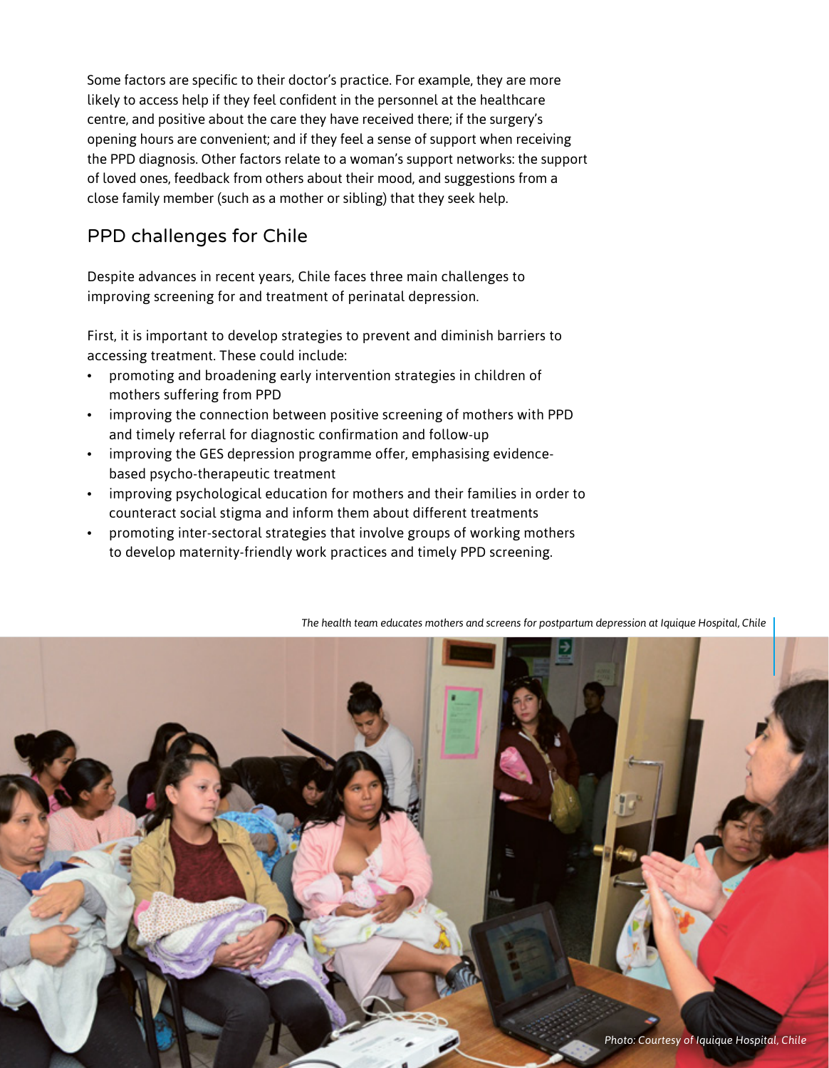Some factors are specific to their doctor's practice. For example, they are more likely to access help if they feel confident in the personnel at the healthcare centre, and positive about the care they have received there; if the surgery's opening hours are convenient; and if they feel a sense of support when receiving the PPD diagnosis. Other factors relate to a woman's support networks: the support of loved ones, feedback from others about their mood, and suggestions from a close family member (such as a mother or sibling) that they seek help.

## PPD challenges for Chile

Despite advances in recent years, Chile faces three main challenges to improving screening for and treatment of perinatal depression.

First, it is important to develop strategies to prevent and diminish barriers to accessing treatment. These could include:

- promoting and broadening early intervention strategies in children of mothers suffering from PPD
- improving the connection between positive screening of mothers with PPD and timely referral for diagnostic confirmation and follow-up
- improving the GES depression programme offer, emphasising evidence-based psycho-therapeutic treatment
- improving psychological education for mothers and their families in order to counteract social stigma and inform them about different treatments
- promoting inter-sectoral strategies that involve groups of working mothers to develop maternity-friendly work practices and timely PPD screening.

*The health team educates mothers and screens for postpartum depression at Iquique Hospital, Chile*

*Photo: Courtesy of Iquique Hospital, Chile*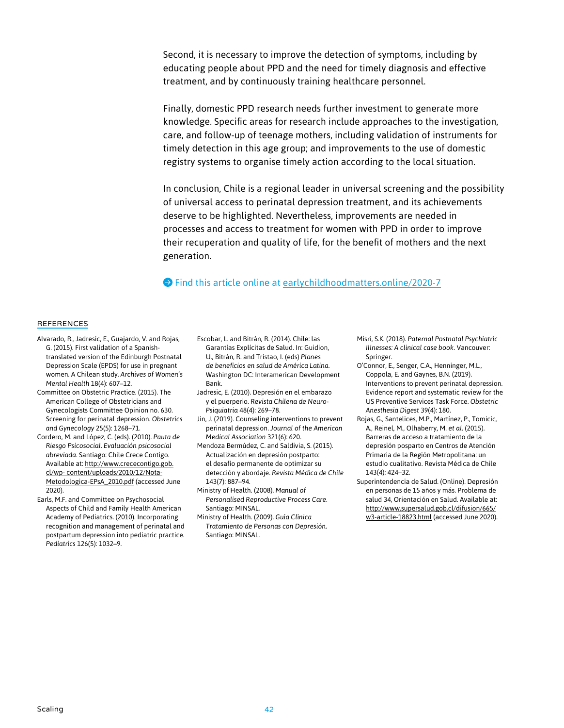Second, it is necessary to improve the detection of symptoms, including by educating people about PPD and the need for timely diagnosis and effective treatment, and by continuously training healthcare personnel.

Finally, domestic PPD research needs further investment to generate more knowledge. Specific areas for research include approaches to the investigation, care, and follow-up of teenage mothers, including validation of instruments for timely detection in this age group; and improvements to the use of domestic registry systems to organise timely action according to the local situation.

In conclusion, Chile is a regional leader in universal screening and the possibility of universal access to perinatal depression treatment, and its achievements deserve to be highlighted. Nevertheless, improvements are needed in processes and access to treatment for women with PPD in order to improve their recuperation and quality of life, for the benefit of mothers and the next generation.

Find this article online at earlychildhoodmatters.online/2020-7

## REFERENCES

Alvarado, R., Jadresic, E., Guajardo, V. and Rojas, G. (2015). First validation of a Spanish-translated version of the Edinburgh Postnatal Depression Scale (EPDS) for use in pregnant women. A Chilean study. *Archives of Women's Mental Health* 18(4): 607–12.

Committee on Obstetric Practice. (2015). The American College of Obstetricians and Gynecologists Committee Opinion no. 630. Screening for perinatal depression. *Obstetrics and Gynecology* 25(5): 1268–71.

Cordero, M. and López, C. (eds). (2010). *Pauta de Riesgo Psicosocial. Evaluación psicosocial abreviada*. Santiago: Chile Crece Contigo. Available at: http://www.crececontigo.gob.cl/wp- content/uploads/2010/12/Nota-Metodologica-EPsA_2010.pdf (accessed June 2020).

Earls, M.F. and Committee on Psychosocial Aspects of Child and Family Health American Academy of Pediatrics. (2010). Incorporating recognition and management of perinatal and postpartum depression into pediatric practice. *Pediatrics* 126(5): 1032–9.

Escobar, L. and Bitrán, R. (2014). Chile: las Garantías Explícitas de Salud. In: Guidion, U., Bitrán, R. and Tristao, I. (eds) *Planes de beneficios en salud de América Latina*. Washington DC: Interamerican Development Bank.

Jadresic, E. (2010). Depresión en el embarazo y el puerperio. *Revista Chilena de Neuro-Psiquiatria* 48(4): 269–78.

Jin, J. (2019). Counseling interventions to prevent perinatal depression. *Journal of the American Medical Association* 321(6): 620.

Mendoza Bermúdez, C. and Saldivia, S. (2015). Actualización en depresión postparto: el desafío permanente de optimizar su detección y abordaje. *Revista Médica de Chile* 143(7): 887–94.

Ministry of Health. (2008). *Manual of Personalised Reproductive Process Care*. Santiago: MINSAL.

Ministry of Health. (2009). *Guía Clínica Tratamiento de Personas con Depresión*. Santiago: MINSAL.

Misri, S.K. (2018). *Paternal Postnatal Psychiatric Illnesses: A clinical case book*. Vancouver: Springer.

O'Connor, E., Senger, C.A., Henninger, M.L., Coppola, E. and Gaynes, B.N. (2019). Interventions to prevent perinatal depression. Evidence report and systematic review for the US Preventive Services Task Force. *Obstetric Anesthesia Digest* 39(4): 180.

Rojas, G., Santelices, M.P., Martínez, P., Tomicic, A., Reinel, M., Olhaberry, M. *et al.* (2015). Barreras de acceso a tratamiento de la depresión posparto en Centros de Atención Primaria de la Región Metropolitana: un estudio cualitativo. Revista Médica de Chile 143(4): 424–32.

Superintendencia de Salud. (Online). Depresión en personas de 15 años y más. Problema de salud 34, Orientación en Salud. Available at: http://www.supersalud.gob.cl/difusion/665/w3-article-18823.html (accessed June 2020).